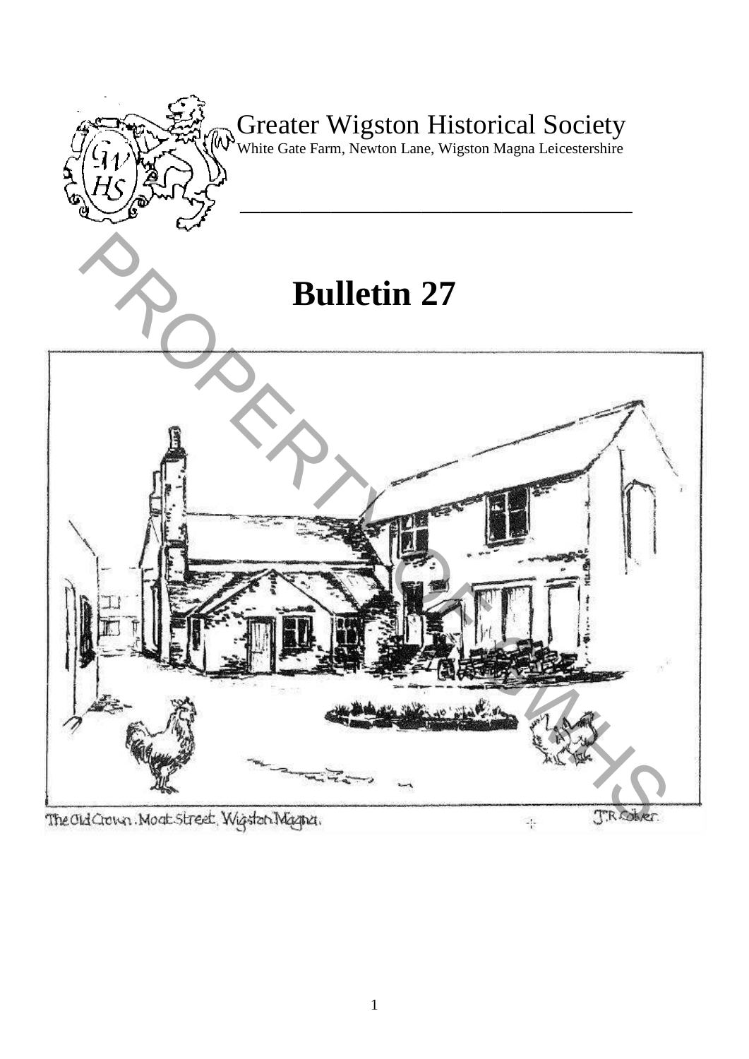# Greater Wigston Historical Society

White Gate Farm, Newton Lane, Wigston Magna Leicestershire

# Bulletin 27

The Old Crown. Moat Street, Wigston Magna.

J.R. Colver.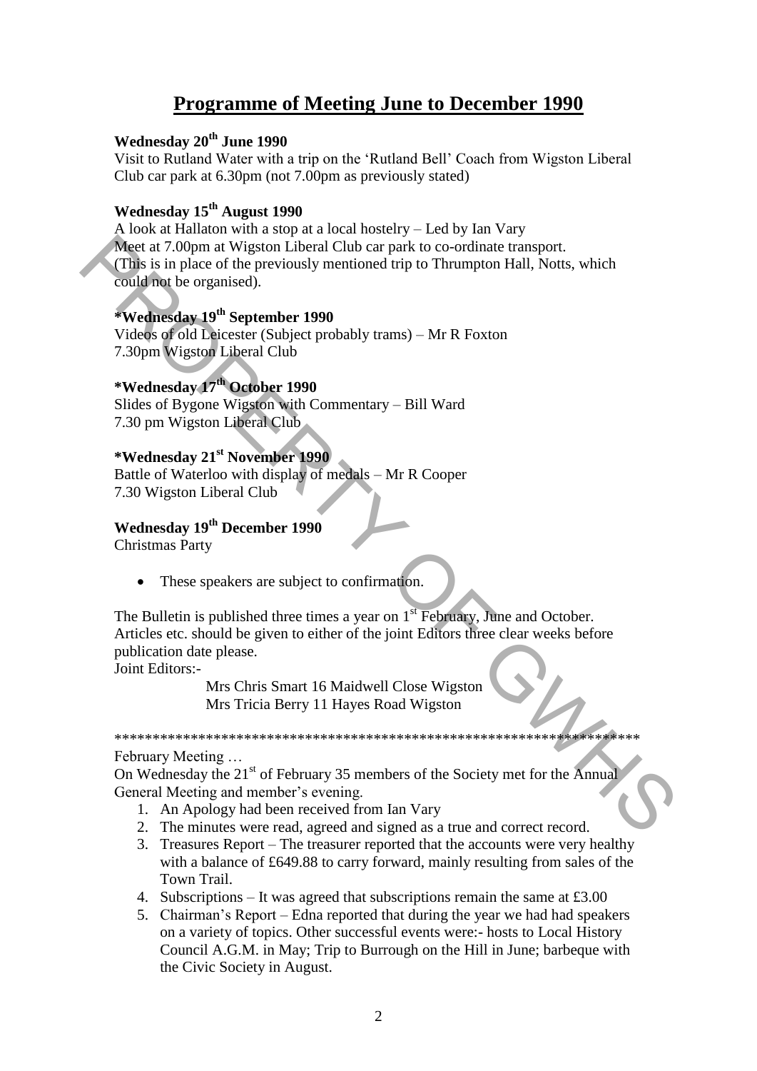# Programme of Meeting June to December 1990

**Wednesday 20th June 1990**

Visit to Rutland Water with a trip on the 'Rutland Bell' Coach from Wigston Liberal Club car park at 6.30pm (not 7.00pm as previously stated)

**Wednesday 15th August 1990**

A look at Hallaton with a stop at a local hostelry – Led by Ian Vary
Meet at 7.00pm at Wigston Liberal Club car park to co-ordinate transport.
(This is in place of the previously mentioned trip to Thrumpton Hall, Notts, which could not be organised).

**\*Wednesday 19th September 1990**

Videos of old Leicester (Subject probably trams) – Mr R Foxton
7.30pm Wigston Liberal Club

**\*Wednesday 17th October 1990**

Slides of Bygone Wigston with Commentary – Bill Ward
7.30 pm Wigston Liberal Club

**\*Wednesday 21st November 1990**

Battle of Waterloo with display of medals – Mr R Cooper
7.30 Wigston Liberal Club

**Wednesday 19th December 1990**

Christmas Party

- These speakers are subject to confirmation.

The Bulletin is published three times a year on 1st February, June and October. Articles etc. should be given to either of the joint Editors three clear weeks before publication date please.

Joint Editors:-

Mrs Chris Smart 16 Maidwell Close Wigston
Mrs Tricia Berry 11 Hayes Road Wigston

**********************************************************************

February Meeting …

On Wednesday the 21st of February 35 members of the Society met for the Annual General Meeting and member's evening.

1. An Apology had been received from Ian Vary
2. The minutes were read, agreed and signed as a true and correct record.
3. Treasures Report – The treasurer reported that the accounts were very healthy with a balance of £649.88 to carry forward, mainly resulting from sales of the Town Trail.
4. Subscriptions – It was agreed that subscriptions remain the same at £3.00
5. Chairman's Report – Edna reported that during the year we had had speakers on a variety of topics. Other successful events were:- hosts to Local History Council A.G.M. in May; Trip to Burrough on the Hill in June; barbeque with the Civic Society in August.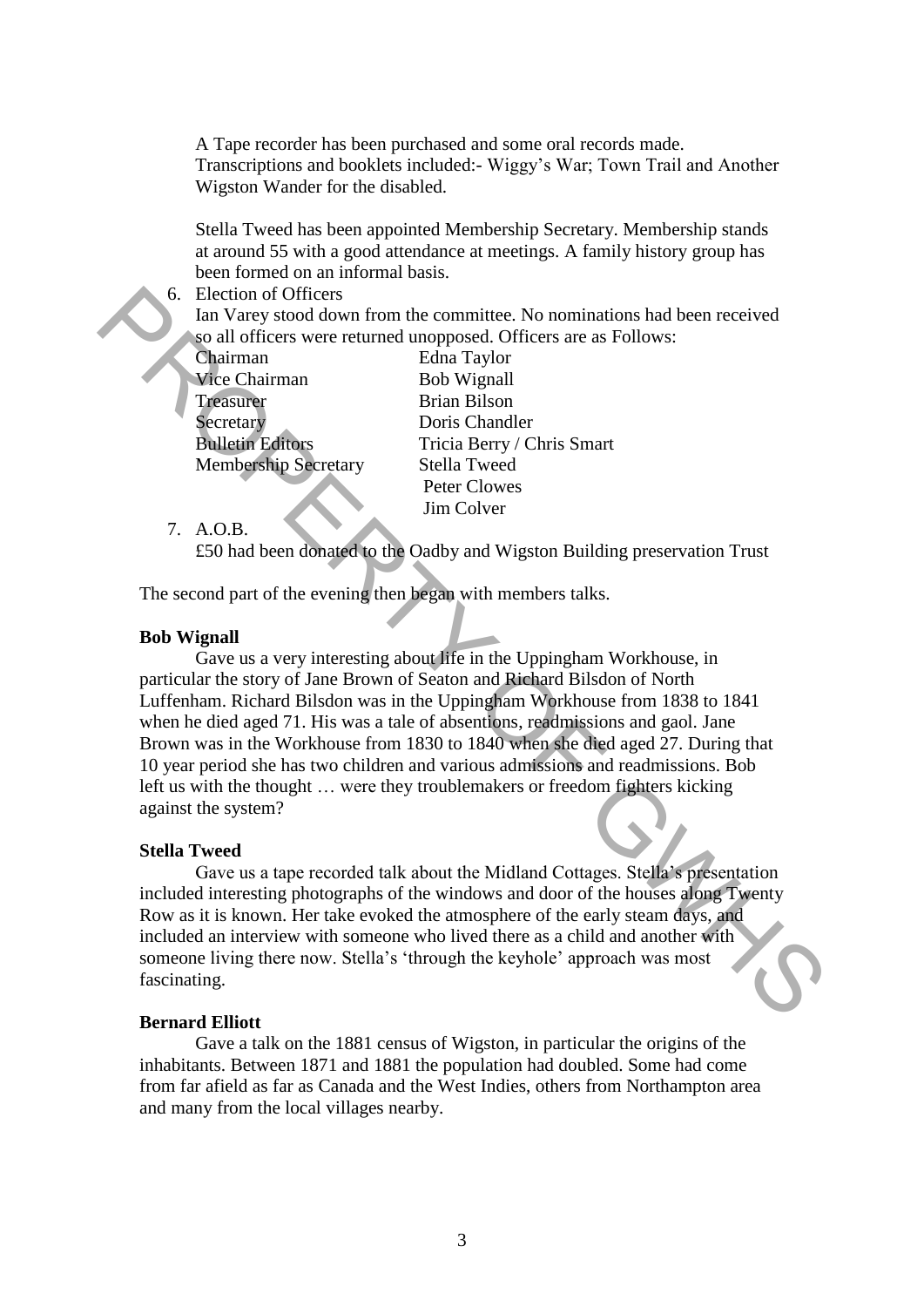A Tape recorder has been purchased and some oral records made. Transcriptions and booklets included:- Wiggy's War; Town Trail and Another Wigston Wander for the disabled.

Stella Tweed has been appointed Membership Secretary. Membership stands at around 55 with a good attendance at meetings. A family history group has been formed on an informal basis.

6. Election of Officers
   Ian Varey stood down from the committee. No nominations had been received so all officers were returned unopposed. Officers are as Follows:

| | |
|---|---|
| Chairman | Edna Taylor |
| Vice Chairman | Bob Wignall |
| Treasurer | Brian Bilson |
| Secretary | Doris Chandler |
| Bulletin Editors | Tricia Berry / Chris Smart |
| Membership Secretary | Stella Tweed |
| | Peter Clowes |
| | Jim Colver |

7. A.O.B.
   £50 had been donated to the Oadby and Wigston Building preservation Trust

The second part of the evening then began with members talks.

**Bob Wignall**

Gave us a very interesting about life in the Uppingham Workhouse, in particular the story of Jane Brown of Seaton and Richard Bilsdon of North Luffenham. Richard Bilsdon was in the Uppingham Workhouse from 1838 to 1841 when he died aged 71. His was a tale of absentions, readmissions and gaol. Jane Brown was in the Workhouse from 1830 to 1840 when she died aged 27. During that 10 year period she has two children and various admissions and readmissions. Bob left us with the thought … were they troublemakers or freedom fighters kicking against the system?

**Stella Tweed**

Gave us a tape recorded talk about the Midland Cottages. Stella's presentation included interesting photographs of the windows and door of the houses along Twenty Row as it is known. Her take evoked the atmosphere of the early steam days, and included an interview with someone who lived there as a child and another with someone living there now. Stella's 'through the keyhole' approach was most fascinating.

**Bernard Elliott**

Gave a talk on the 1881 census of Wigston, in particular the origins of the inhabitants. Between 1871 and 1881 the population had doubled. Some had come from far afield as far as Canada and the West Indies, others from Northampton area and many from the local villages nearby.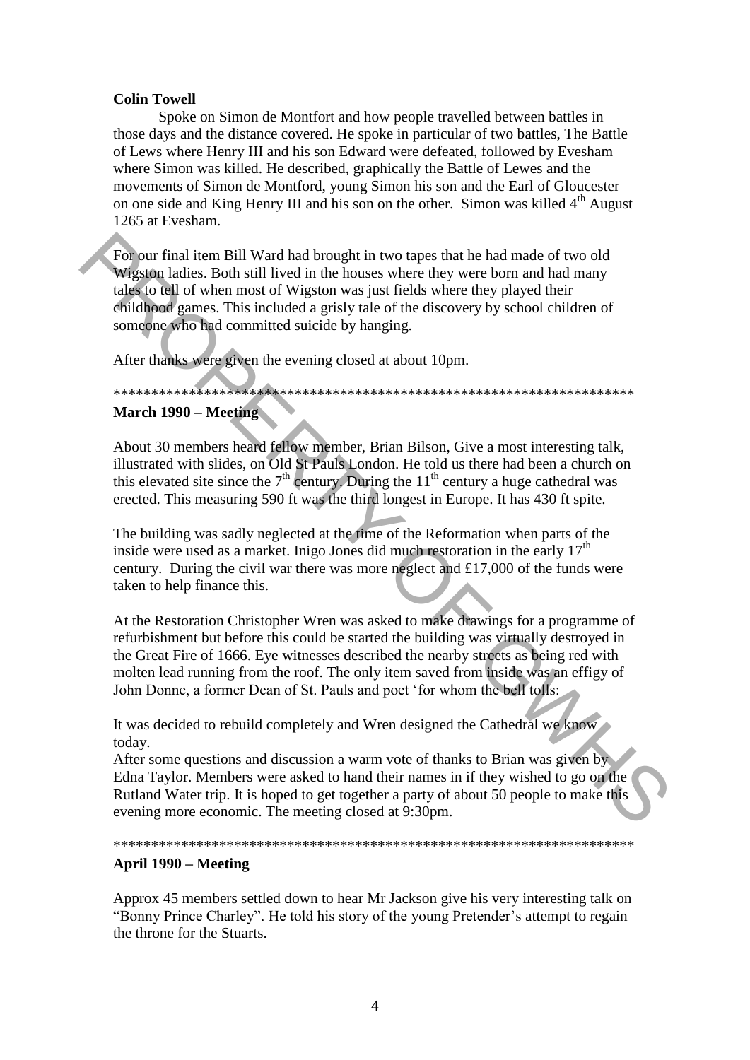**Colin Towell**

Spoke on Simon de Montfort and how people travelled between battles in those days and the distance covered. He spoke in particular of two battles, The Battle of Lews where Henry III and his son Edward were defeated, followed by Evesham where Simon was killed. He described, graphically the Battle of Lewes and the movements of Simon de Montford, young Simon his son and the Earl of Gloucester on one side and King Henry III and his son on the other. Simon was killed 4th August 1265 at Evesham.

For our final item Bill Ward had brought in two tapes that he had made of two old Wigston ladies. Both still lived in the houses where they were born and had many tales to tell of when most of Wigston was just fields where they played their childhood games. This included a grisly tale of the discovery by school children of someone who had committed suicide by hanging.

After thanks were given the evening closed at about 10pm.

**********************************************************************

**March 1990 – Meeting**

About 30 members heard fellow member, Brian Bilson, Give a most interesting talk, illustrated with slides, on Old St Pauls London. He told us there had been a church on this elevated site since the 7th century. During the 11th century a huge cathedral was erected. This measuring 590 ft was the third longest in Europe. It has 430 ft spite.

The building was sadly neglected at the time of the Reformation when parts of the inside were used as a market. Inigo Jones did much restoration in the early 17th century. During the civil war there was more neglect and £17,000 of the funds were taken to help finance this.

At the Restoration Christopher Wren was asked to make drawings for a programme of refurbishment but before this could be started the building was virtually destroyed in the Great Fire of 1666. Eye witnesses described the nearby streets as being red with molten lead running from the roof. The only item saved from inside was an effigy of John Donne, a former Dean of St. Pauls and poet 'for whom the bell tolls:

It was decided to rebuild completely and Wren designed the Cathedral we know today.

After some questions and discussion a warm vote of thanks to Brian was given by Edna Taylor. Members were asked to hand their names in if they wished to go on the Rutland Water trip. It is hoped to get together a party of about 50 people to make this evening more economic. The meeting closed at 9:30pm.

**********************************************************************

**April 1990 – Meeting**

Approx 45 members settled down to hear Mr Jackson give his very interesting talk on "Bonny Prince Charley". He told his story of the young Pretender's attempt to regain the throne for the Stuarts.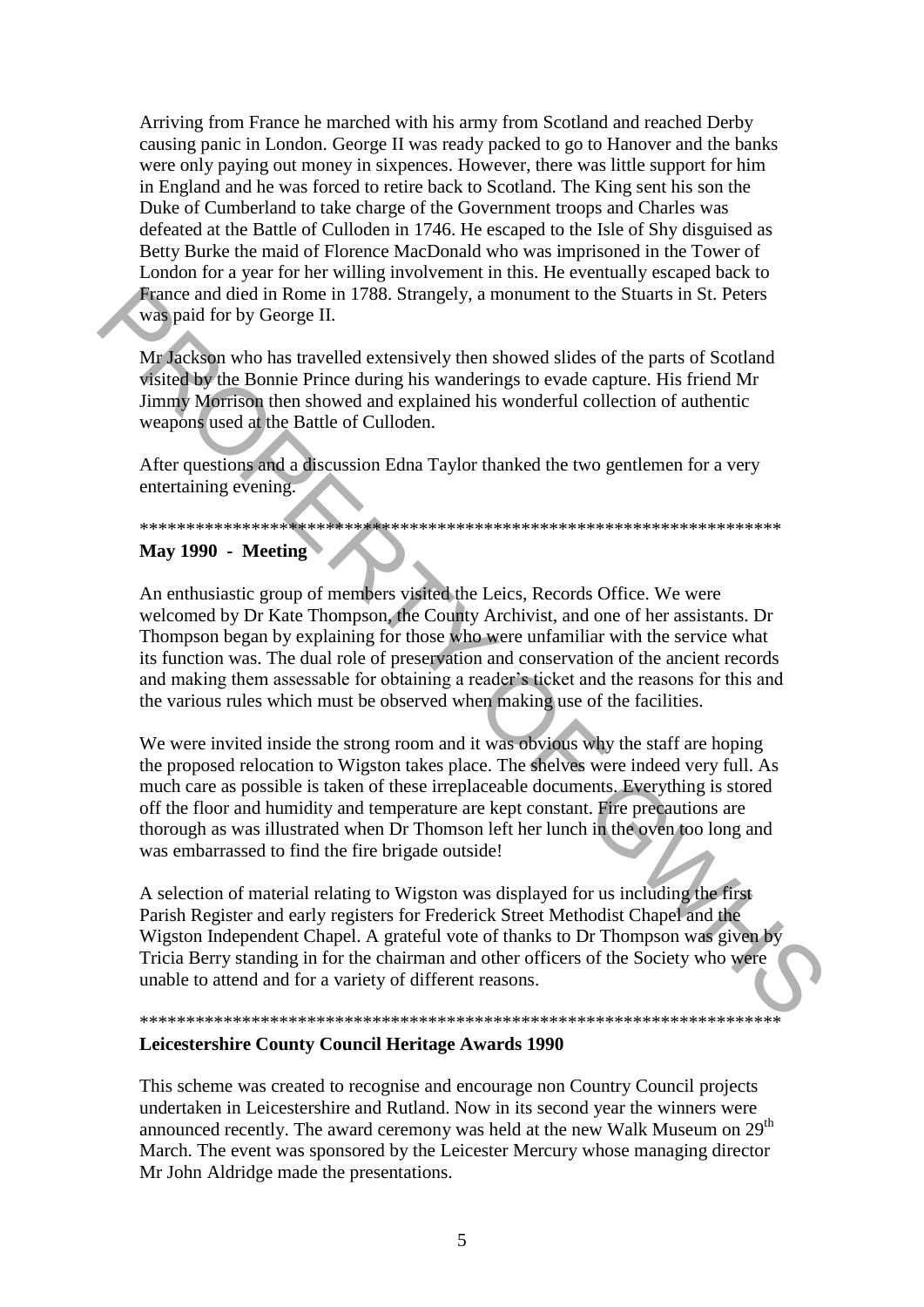Arriving from France he marched with his army from Scotland and reached Derby causing panic in London. George II was ready packed to go to Hanover and the banks were only paying out money in sixpences. However, there was little support for him in England and he was forced to retire back to Scotland. The King sent his son the Duke of Cumberland to take charge of the Government troops and Charles was defeated at the Battle of Culloden in 1746. He escaped to the Isle of Shy disguised as Betty Burke the maid of Florence MacDonald who was imprisoned in the Tower of London for a year for her willing involvement in this. He eventually escaped back to France and died in Rome in 1788. Strangely, a monument to the Stuarts in St. Peters was paid for by George II.

Mr Jackson who has travelled extensively then showed slides of the parts of Scotland visited by the Bonnie Prince during his wanderings to evade capture. His friend Mr Jimmy Morrison then showed and explained his wonderful collection of authentic weapons used at the Battle of Culloden.

After questions and a discussion Edna Taylor thanked the two gentlemen for a very entertaining evening.

**********************************************************************

**May 1990 - Meeting**

An enthusiastic group of members visited the Leics, Records Office. We were welcomed by Dr Kate Thompson, the County Archivist, and one of her assistants. Dr Thompson began by explaining for those who were unfamiliar with the service what its function was. The dual role of preservation and conservation of the ancient records and making them assessable for obtaining a reader's ticket and the reasons for this and the various rules which must be observed when making use of the facilities.

We were invited inside the strong room and it was obvious why the staff are hoping the proposed relocation to Wigston takes place. The shelves were indeed very full. As much care as possible is taken of these irreplaceable documents. Everything is stored off the floor and humidity and temperature are kept constant. Fire precautions are thorough as was illustrated when Dr Thomson left her lunch in the oven too long and was embarrassed to find the fire brigade outside!

A selection of material relating to Wigston was displayed for us including the first Parish Register and early registers for Frederick Street Methodist Chapel and the Wigston Independent Chapel. A grateful vote of thanks to Dr Thompson was given by Tricia Berry standing in for the chairman and other officers of the Society who were unable to attend and for a variety of different reasons.

**********************************************************************

**Leicestershire County Council Heritage Awards 1990**

This scheme was created to recognise and encourage non Country Council projects undertaken in Leicestershire and Rutland. Now in its second year the winners were announced recently. The award ceremony was held at the new Walk Museum on 29th March. The event was sponsored by the Leicester Mercury whose managing director Mr John Aldridge made the presentations.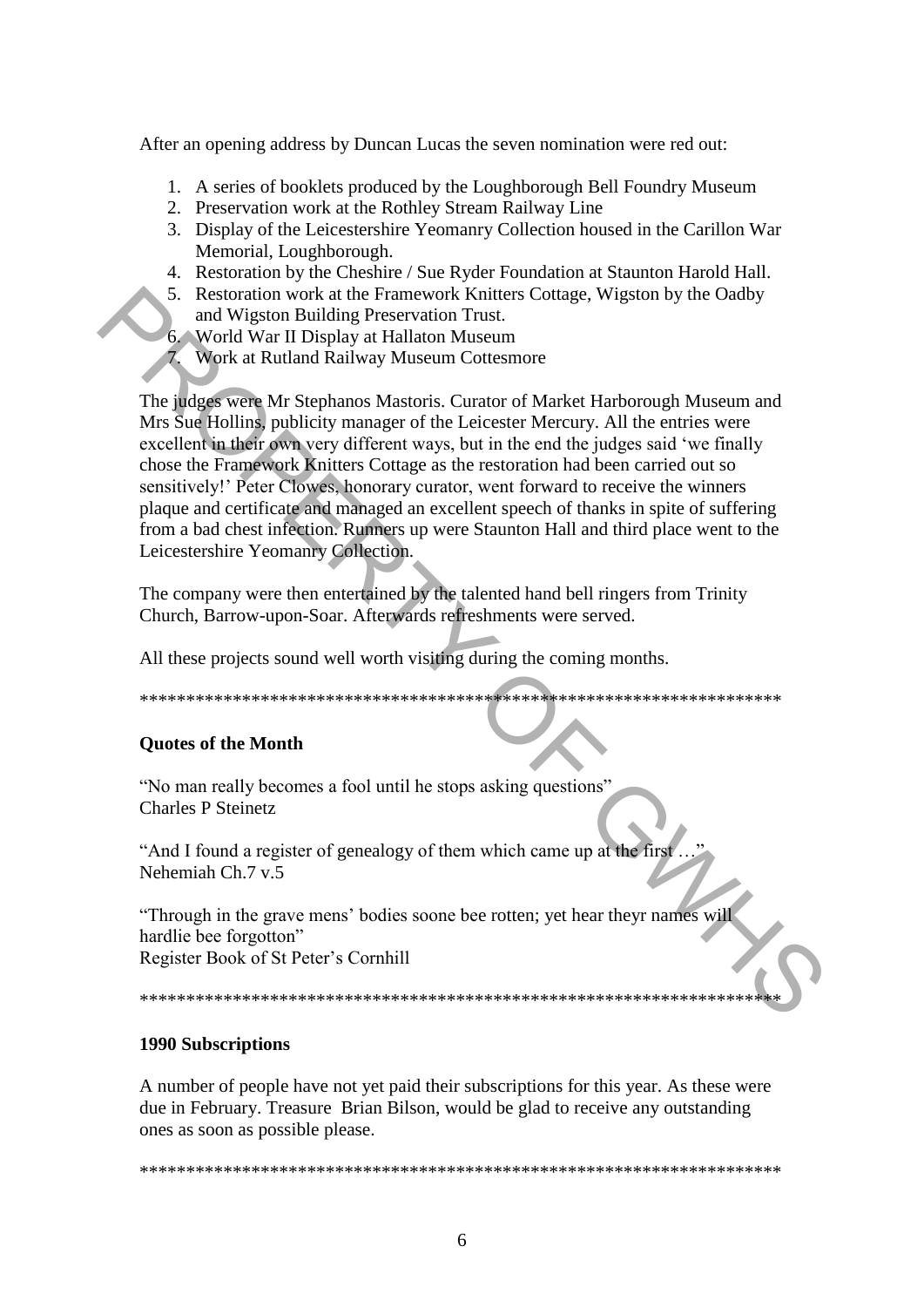After an opening address by Duncan Lucas the seven nomination were red out:

1. A series of booklets produced by the Loughborough Bell Foundry Museum
2. Preservation work at the Rothley Stream Railway Line
3. Display of the Leicestershire Yeomanry Collection housed in the Carillon War Memorial, Loughborough.
4. Restoration by the Cheshire / Sue Ryder Foundation at Staunton Harold Hall.
5. Restoration work at the Framework Knitters Cottage, Wigston by the Oadby and Wigston Building Preservation Trust.
6. World War II Display at Hallaton Museum
7. Work at Rutland Railway Museum Cottesmore

The judges were Mr Stephanos Mastoris. Curator of Market Harborough Museum and Mrs Sue Hollins, publicity manager of the Leicester Mercury. All the entries were excellent in their own very different ways, but in the end the judges said 'we finally chose the Framework Knitters Cottage as the restoration had been carried out so sensitively!' Peter Clowes, honorary curator, went forward to receive the winners plaque and certificate and managed an excellent speech of thanks in spite of suffering from a bad chest infection. Runners up were Staunton Hall and third place went to the Leicestershire Yeomanry Collection.

The company were then entertained by the talented hand bell ringers from Trinity Church, Barrow-upon-Soar. Afterwards refreshments were served.

All these projects sound well worth visiting during the coming months.

\*\*\*\*\*\*\*\*\*\*\*\*\*\*\*\*\*\*\*\*\*\*\*\*\*\*\*\*\*\*\*\*\*\*\*\*\*\*\*\*\*\*\*\*\*\*\*\*\*\*\*\*\*\*\*\*\*\*\*\*\*\*\*\*\*\*\*\*\*\*\*\*

**Quotes of the Month**

"No man really becomes a fool until he stops asking questions"
Charles P Steinetz

"And I found a register of genealogy of them which came up at the first …"
Nehemiah Ch.7 v.5

"Through in the grave mens' bodies soone bee rotten; yet hear theyr names will hardlie bee forgotton"
Register Book of St Peter's Cornhill

\*\*\*\*\*\*\*\*\*\*\*\*\*\*\*\*\*\*\*\*\*\*\*\*\*\*\*\*\*\*\*\*\*\*\*\*\*\*\*\*\*\*\*\*\*\*\*\*\*\*\*\*\*\*\*\*\*\*\*\*\*\*\*\*\*\*\*\*\*\*\*\*

**1990 Subscriptions**

A number of people have not yet paid their subscriptions for this year. As these were due in February. Treasure Brian Bilson, would be glad to receive any outstanding ones as soon as possible please.

\*\*\*\*\*\*\*\*\*\*\*\*\*\*\*\*\*\*\*\*\*\*\*\*\*\*\*\*\*\*\*\*\*\*\*\*\*\*\*\*\*\*\*\*\*\*\*\*\*\*\*\*\*\*\*\*\*\*\*\*\*\*\*\*\*\*\*\*\*\*\*\*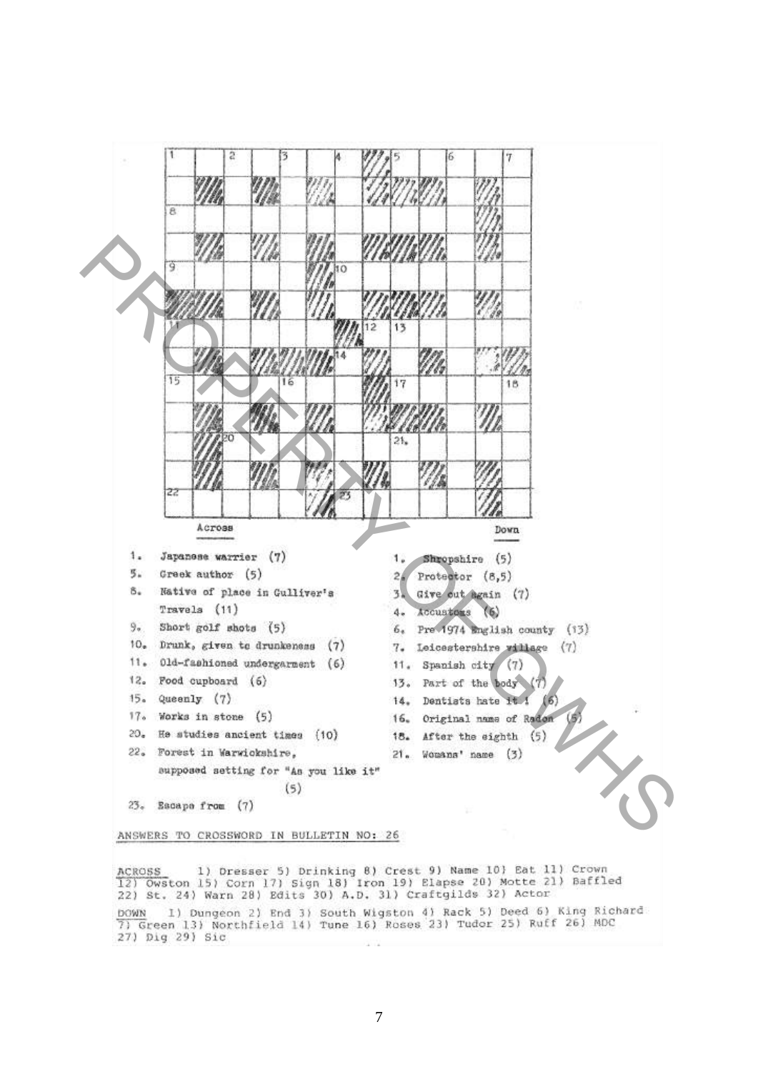### Across

1. Japanese warrier (7)
5. Greek author (5)
8. Native of place in Gulliver's Travels (11)
9. Short golf shots (5)
10. Drunk, given to drunkeness (7)
11. Old-fashioned undergarment (6)
12. Food cupboard (6)
15. Queenly (7)
17. Works in stone (5)
20. He studies ancient times (10)
22. Forest in Warwickshire, supposed setting for "As you like it" (5)
23. Escape from (7)

### Down

1. Shropshire (5)
2. Protector (8,5)
3. Give out again (7)
4. Accustoms (6)
6. Pre 1974 English county (13)
7. Leicestershire village (7)
11. Spanish city (7)
13. Part of the body (7)
14. Dentists hate it ! (6)
16. Original name of Radon (5)
18. After the eighth (5)
21. Womans' name (3)

## ANSWERS TO CROSSWORD IN BULLETIN NO: 26

ACROSS 1) Dresser 5) Drinking 8) Crest 9) Name 10) Eat 11) Crown 12) Owston 15) Corn 17) Sign 18) Iron 19) Elapse 20) Motte 21) Baffled 22) St. 24) Warn 28) Edits 30) A.D. 31) Craftgilds 32) Actor

DOWN 1) Dungeon 2) End 3) South Wigston 4) Rack 5) Deed 6) King Richard 7) Green 13) Northfield 14) Tune 16) Roses 23) Tudor 25) Ruff 26) MDC 27) Dig 29) Sic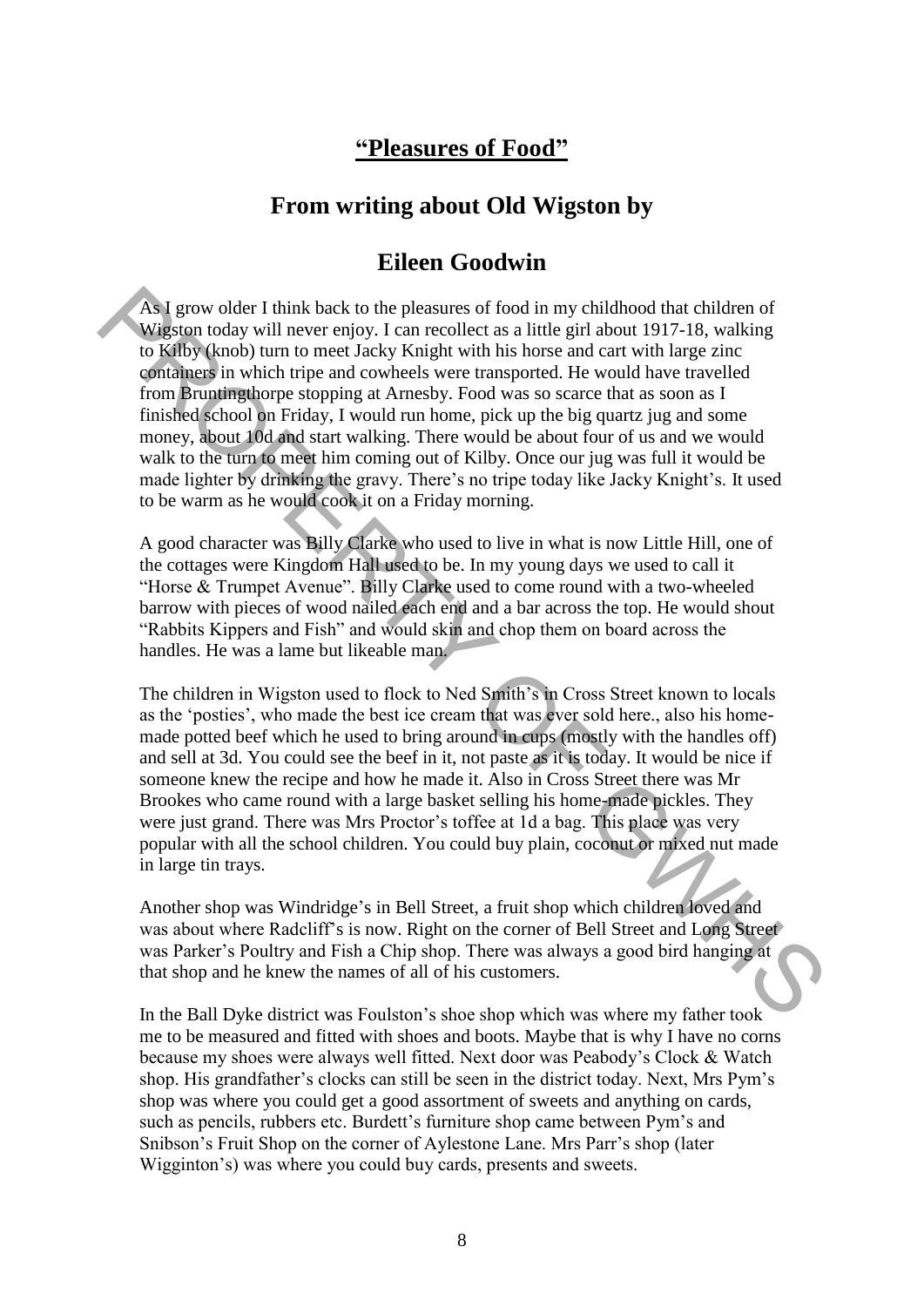## **"Pleasures of Food"**

## From writing about Old Wigston by

## Eileen Goodwin

As I grow older I think back to the pleasures of food in my childhood that children of Wigston today will never enjoy. I can recollect as a little girl about 1917-18, walking to Kilby (knob) turn to meet Jacky Knight with his horse and cart with large zinc containers in which tripe and cowheels were transported. He would have travelled from Bruntingthorpe stopping at Arnesby. Food was so scarce that as soon as I finished school on Friday, I would run home, pick up the big quartz jug and some money, about 10d and start walking. There would be about four of us and we would walk to the turn to meet him coming out of Kilby. Once our jug was full it would be made lighter by drinking the gravy. There's no tripe today like Jacky Knight's. It used to be warm as he would cook it on a Friday morning.

A good character was Billy Clarke who used to live in what is now Little Hill, one of the cottages were Kingdom Hall used to be. In my young days we used to call it "Horse & Trumpet Avenue". Billy Clarke used to come round with a two-wheeled barrow with pieces of wood nailed each end and a bar across the top. He would shout "Rabbits Kippers and Fish" and would skin and chop them on board across the handles. He was a lame but likeable man.

The children in Wigston used to flock to Ned Smith's in Cross Street known to locals as the 'posties', who made the best ice cream that was ever sold here., also his home-made potted beef which he used to bring around in cups (mostly with the handles off) and sell at 3d. You could see the beef in it, not paste as it is today. It would be nice if someone knew the recipe and how he made it. Also in Cross Street there was Mr Brookes who came round with a large basket selling his home-made pickles. They were just grand. There was Mrs Proctor's toffee at 1d a bag. This place was very popular with all the school children. You could buy plain, coconut or mixed nut made in large tin trays.

Another shop was Windridge's in Bell Street, a fruit shop which children loved and was about where Radcliff's is now. Right on the corner of Bell Street and Long Street was Parker's Poultry and Fish a Chip shop. There was always a good bird hanging at that shop and he knew the names of all of his customers.

In the Ball Dyke district was Foulston's shoe shop which was where my father took me to be measured and fitted with shoes and boots. Maybe that is why I have no corns because my shoes were always well fitted. Next door was Peabody's Clock & Watch shop. His grandfather's clocks can still be seen in the district today. Next, Mrs Pym's shop was where you could get a good assortment of sweets and anything on cards, such as pencils, rubbers etc. Burdett's furniture shop came between Pym's and Snibson's Fruit Shop on the corner of Aylestone Lane. Mrs Parr's shop (later Wigginton's) was where you could buy cards, presents and sweets.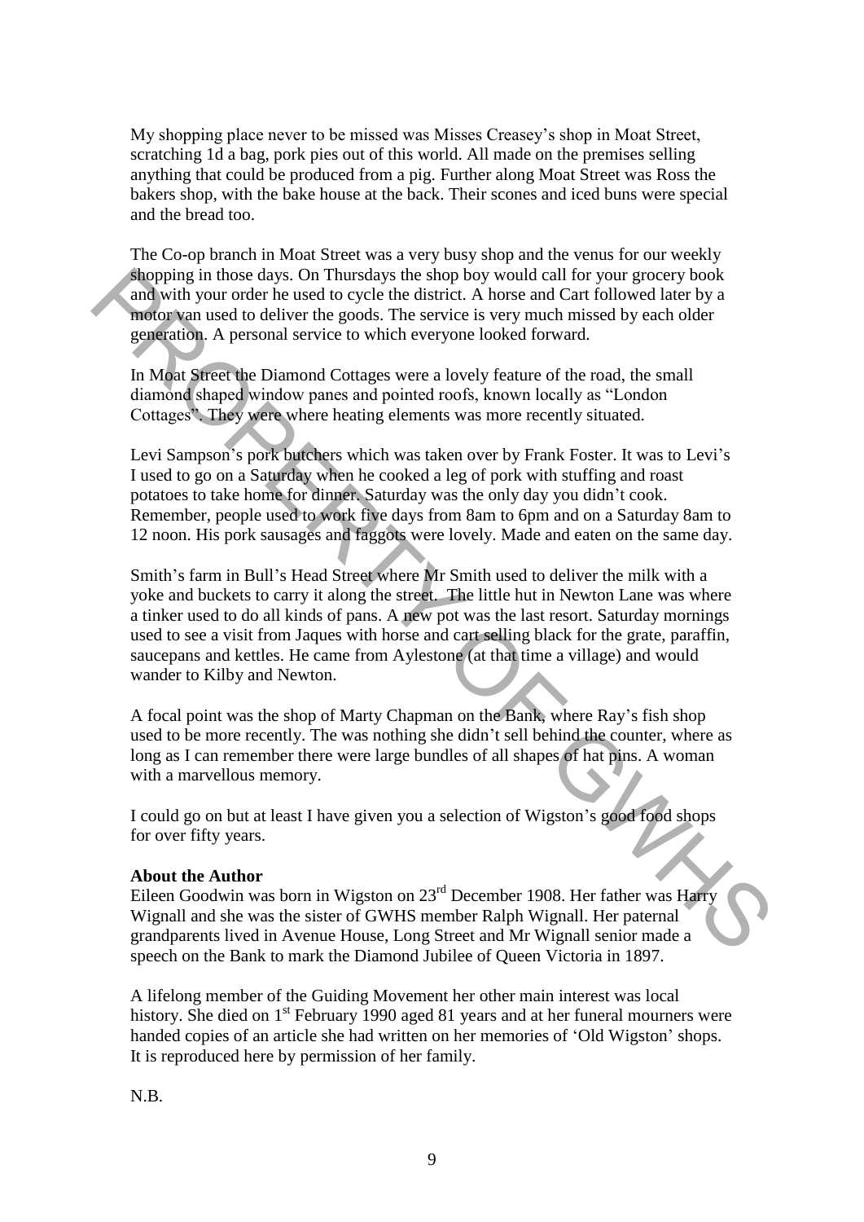My shopping place never to be missed was Misses Creasey's shop in Moat Street, scratching 1d a bag, pork pies out of this world. All made on the premises selling anything that could be produced from a pig. Further along Moat Street was Ross the bakers shop, with the bake house at the back. Their scones and iced buns were special and the bread too.

The Co-op branch in Moat Street was a very busy shop and the venus for our weekly shopping in those days. On Thursdays the shop boy would call for your grocery book and with your order he used to cycle the district. A horse and Cart followed later by a motor van used to deliver the goods. The service is very much missed by each older generation. A personal service to which everyone looked forward.

In Moat Street the Diamond Cottages were a lovely feature of the road, the small diamond shaped window panes and pointed roofs, known locally as "London Cottages". They were where heating elements was more recently situated.

Levi Sampson's pork butchers which was taken over by Frank Foster. It was to Levi's I used to go on a Saturday when he cooked a leg of pork with stuffing and roast potatoes to take home for dinner. Saturday was the only day you didn't cook. Remember, people used to work five days from 8am to 6pm and on a Saturday 8am to 12 noon. His pork sausages and faggots were lovely. Made and eaten on the same day.

Smith's farm in Bull's Head Street where Mr Smith used to deliver the milk with a yoke and buckets to carry it along the street. The little hut in Newton Lane was where a tinker used to do all kinds of pans. A new pot was the last resort. Saturday mornings used to see a visit from Jaques with horse and cart selling black for the grate, paraffin, saucepans and kettles. He came from Aylestone (at that time a village) and would wander to Kilby and Newton.

A focal point was the shop of Marty Chapman on the Bank, where Ray's fish shop used to be more recently. The was nothing she didn't sell behind the counter, where as long as I can remember there were large bundles of all shapes of hat pins. A woman with a marvellous memory.

I could go on but at least I have given you a selection of Wigston's good food shops for over fifty years.

**About the Author**

Eileen Goodwin was born in Wigston on 23rd December 1908. Her father was Harry Wignall and she was the sister of GWHS member Ralph Wignall. Her paternal grandparents lived in Avenue House, Long Street and Mr Wignall senior made a speech on the Bank to mark the Diamond Jubilee of Queen Victoria in 1897.

A lifelong member of the Guiding Movement her other main interest was local history. She died on 1st February 1990 aged 81 years and at her funeral mourners were handed copies of an article she had written on her memories of 'Old Wigston' shops. It is reproduced here by permission of her family.

N.B.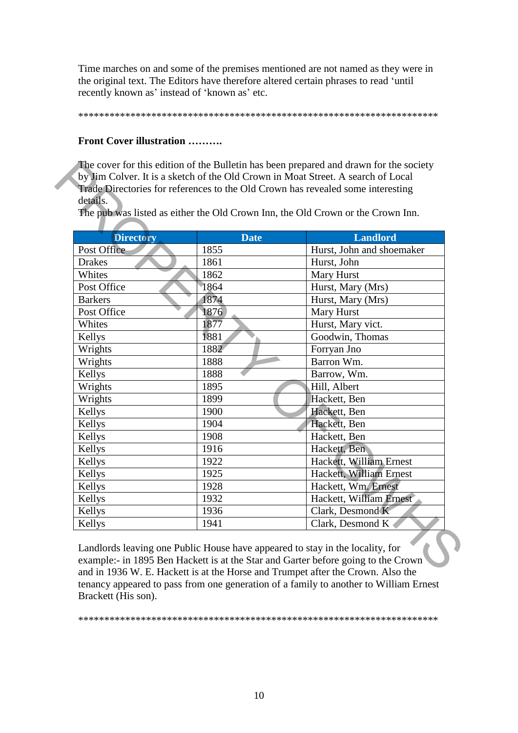Time marches on and some of the premises mentioned are not named as they were in the original text. The Editors have therefore altered certain phrases to read 'until recently known as' instead of 'known as' etc.

*************************************************************************

**Front Cover illustration ……….**

The cover for this edition of the Bulletin has been prepared and drawn for the society by Jim Colver. It is a sketch of the Old Crown in Moat Street. A search of Local Trade Directories for references to the Old Crown has revealed some interesting details.
The pub was listed as either the Old Crown Inn, the Old Crown or the Crown Inn.

| Directory | Date | Landlord |
|---|---|---|
| Post Office | 1855 | Hurst, John and shoemaker |
| Drakes | 1861 | Hurst, John |
| Whites | 1862 | Mary Hurst |
| Post Office | 1864 | Hurst, Mary (Mrs) |
| Barkers | 1874 | Hurst, Mary (Mrs) |
| Post Office | 1876 | Mary Hurst |
| Whites | 1877 | Hurst, Mary vict. |
| Kellys | 1881 | Goodwin, Thomas |
| Wrights | 1882 | Forryan Jno |
| Wrights | 1888 | Barron Wm. |
| Kellys | 1888 | Barrow, Wm. |
| Wrights | 1895 | Hill, Albert |
| Wrights | 1899 | Hackett, Ben |
| Kellys | 1900 | Hackett, Ben |
| Kellys | 1904 | Hackett, Ben |
| Kellys | 1908 | Hackett, Ben |
| Kellys | 1916 | Hackett, Ben |
| Kellys | 1922 | Hackett, William Ernest |
| Kellys | 1925 | Hackett, William Ernest |
| Kellys | 1928 | Hackett, Wm. Ernest |
| Kellys | 1932 | Hackett, William Ernest |
| Kellys | 1936 | Clark, Desmond K |
| Kellys | 1941 | Clark, Desmond K |

Landlords leaving one Public House have appeared to stay in the locality, for example:- in 1895 Ben Hackett is at the Star and Garter before going to the Crown and in 1936 W. E. Hackett is at the Horse and Trumpet after the Crown. Also the tenancy appeared to pass from one generation of a family to another to William Ernest Brackett (His son).

*************************************************************************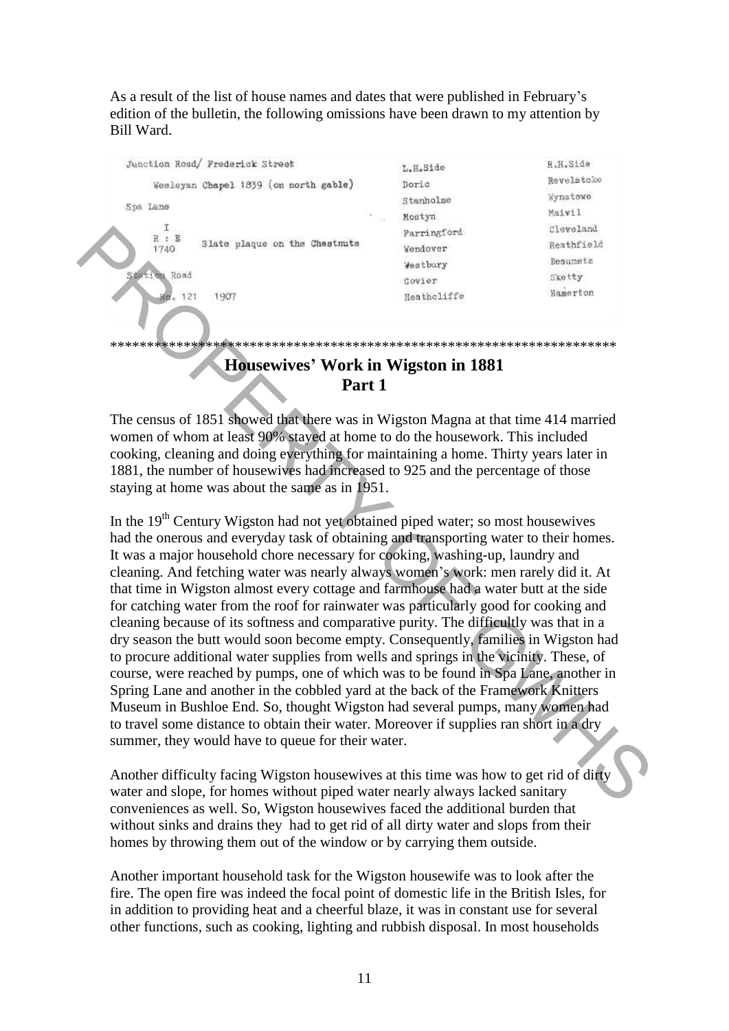As a result of the list of house names and dates that were published in February's edition of the bulletin, the following omissions have been drawn to my attention by Bill Ward.

| Junction Road/ Frederick Street | | L.H.Side | R.H.Side |
|---|---|---|---|
| Wesleyan Chapel 1839 (on north gable) | | Doric | Revelstoke |
| Spa Lane | | Stanholme | Wynstowe |
| | | Mostyn | Maivil |
| I<br>R : E<br>1740 | Slate plaque on the Chestnuts | Farringford | Cleveland |
| | | Wendover | Heathfield |
| Station Road | | Westbury | Beaumetz |
| | | Covier | Sketty |
| No. 121 | 1907 | Heathcliffe | Hamerton |

\*\*\*\*\*\*\*\*\*\*\*\*\*\*\*\*\*\*\*\*\*\*\*\*\*\*\*\*\*\*\*\*\*\*\*\*\*\*\*\*\*\*\*\*\*\*\*\*\*\*\*\*\*\*\*\*\*\*\*\*\*\*\*\*\*\*\*\*\*\*

## Housewives' Work in Wigston in 1881
## Part 1

The census of 1851 showed that there was in Wigston Magna at that time 414 married women of whom at least 90% stayed at home to do the housework. This included cooking, cleaning and doing everything for maintaining a home. Thirty years later in 1881, the number of housewives had increased to 925 and the percentage of those staying at home was about the same as in 1951.

In the 19th Century Wigston had not yet obtained piped water; so most housewives had the onerous and everyday task of obtaining and transporting water to their homes. It was a major household chore necessary for cooking, washing-up, laundry and cleaning. And fetching water was nearly always women's work: men rarely did it. At that time in Wigston almost every cottage and farmhouse had a water butt at the side for catching water from the roof for rainwater was particularly good for cooking and cleaning because of its softness and comparative purity. The difficultly was that in a dry season the butt would soon become empty. Consequently, families in Wigston had to procure additional water supplies from wells and springs in the vicinity. These, of course, were reached by pumps, one of which was to be found in Spa Lane, another in Spring Lane and another in the cobbled yard at the back of the Framework Knitters Museum in Bushloe End. So, thought Wigston had several pumps, many women had to travel some distance to obtain their water. Moreover if supplies ran short in a dry summer, they would have to queue for their water.

Another difficulty facing Wigston housewives at this time was how to get rid of dirty water and slope, for homes without piped water nearly always lacked sanitary conveniences as well. So, Wigston housewives faced the additional burden that without sinks and drains they had to get rid of all dirty water and slops from their homes by throwing them out of the window or by carrying them outside.

Another important household task for the Wigston housewife was to look after the fire. The open fire was indeed the focal point of domestic life in the British Isles, for in addition to providing heat and a cheerful blaze, it was in constant use for several other functions, such as cooking, lighting and rubbish disposal. In most households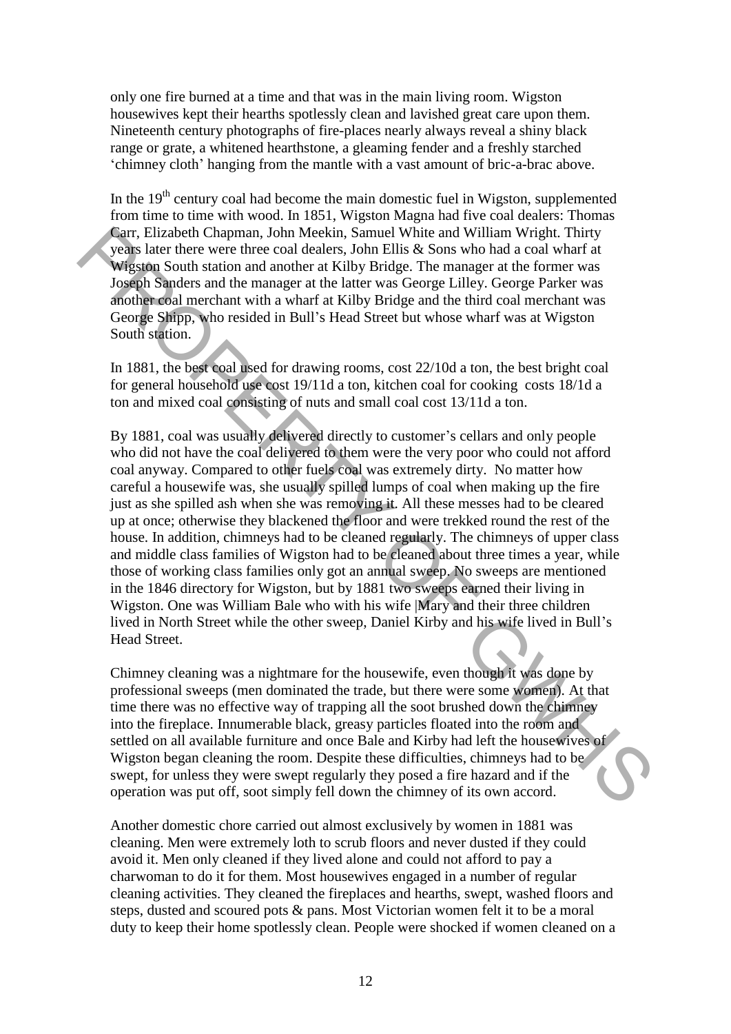only one fire burned at a time and that was in the main living room. Wigston housewives kept their hearths spotlessly clean and lavished great care upon them. Nineteenth century photographs of fire-places nearly always reveal a shiny black range or grate, a whitened hearthstone, a gleaming fender and a freshly starched 'chimney cloth' hanging from the mantle with a vast amount of bric-a-brac above.

In the 19th century coal had become the main domestic fuel in Wigston, supplemented from time to time with wood. In 1851, Wigston Magna had five coal dealers: Thomas Carr, Elizabeth Chapman, John Meekin, Samuel White and William Wright. Thirty years later there were three coal dealers, John Ellis & Sons who had a coal wharf at Wigston South station and another at Kilby Bridge. The manager at the former was Joseph Sanders and the manager at the latter was George Lilley. George Parker was another coal merchant with a wharf at Kilby Bridge and the third coal merchant was George Shipp, who resided in Bull's Head Street but whose wharf was at Wigston South station.

In 1881, the best coal used for drawing rooms, cost 22/10d a ton, the best bright coal for general household use cost 19/11d a ton, kitchen coal for cooking costs 18/1d a ton and mixed coal consisting of nuts and small coal cost 13/11d a ton.

By 1881, coal was usually delivered directly to customer's cellars and only people who did not have the coal delivered to them were the very poor who could not afford coal anyway. Compared to other fuels coal was extremely dirty. No matter how careful a housewife was, she usually spilled lumps of coal when making up the fire just as she spilled ash when she was removing it. All these messes had to be cleared up at once; otherwise they blackened the floor and were trekked round the rest of the house. In addition, chimneys had to be cleaned regularly. The chimneys of upper class and middle class families of Wigston had to be cleaned about three times a year, while those of working class families only got an annual sweep. No sweeps are mentioned in the 1846 directory for Wigston, but by 1881 two sweeps earned their living in Wigston. One was William Bale who with his wife |Mary and their three children lived in North Street while the other sweep, Daniel Kirby and his wife lived in Bull's Head Street.

Chimney cleaning was a nightmare for the housewife, even though it was done by professional sweeps (men dominated the trade, but there were some women). At that time there was no effective way of trapping all the soot brushed down the chimney into the fireplace. Innumerable black, greasy particles floated into the room and settled on all available furniture and once Bale and Kirby had left the housewives of Wigston began cleaning the room. Despite these difficulties, chimneys had to be swept, for unless they were swept regularly they posed a fire hazard and if the operation was put off, soot simply fell down the chimney of its own accord.

Another domestic chore carried out almost exclusively by women in 1881 was cleaning. Men were extremely loth to scrub floors and never dusted if they could avoid it. Men only cleaned if they lived alone and could not afford to pay a charwoman to do it for them. Most housewives engaged in a number of regular cleaning activities. They cleaned the fireplaces and hearths, swept, washed floors and steps, dusted and scoured pots & pans. Most Victorian women felt it to be a moral duty to keep their home spotlessly clean. People were shocked if women cleaned on a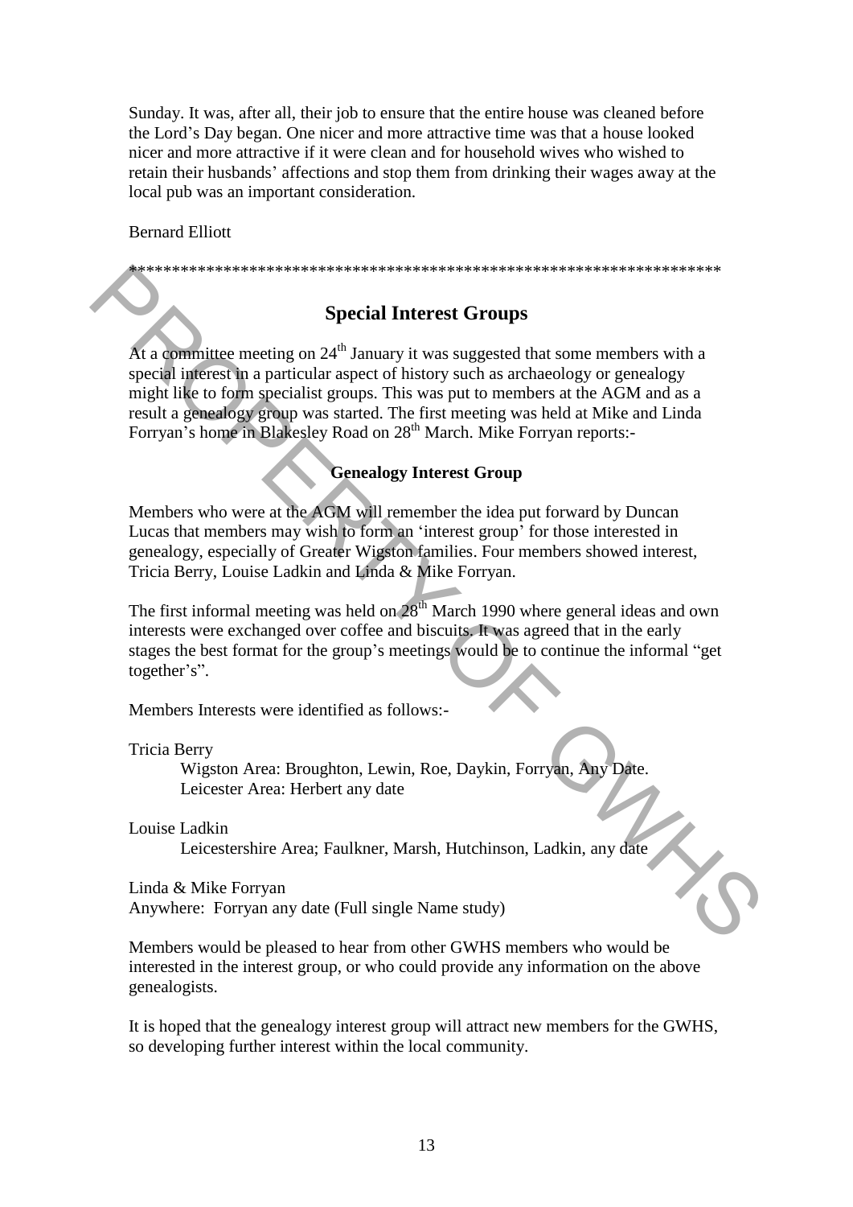Sunday. It was, after all, their job to ensure that the entire house was cleaned before the Lord's Day began. One nicer and more attractive time was that a house looked nicer and more attractive if it were clean and for household wives who wished to retain their husbands' affections and stop them from drinking their wages away at the local pub was an important consideration.

Bernard Elliott

**********************************************************************

## Special Interest Groups

At a committee meeting on 24th January it was suggested that some members with a special interest in a particular aspect of history such as archaeology or genealogy might like to form specialist groups. This was put to members at the AGM and as a result a genealogy group was started. The first meeting was held at Mike and Linda Forryan's home in Blakesley Road on 28th March. Mike Forryan reports:-

### Genealogy Interest Group

Members who were at the AGM will remember the idea put forward by Duncan Lucas that members may wish to form an 'interest group' for those interested in genealogy, especially of Greater Wigston families. Four members showed interest, Tricia Berry, Louise Ladkin and Linda & Mike Forryan.

The first informal meeting was held on 28th March 1990 where general ideas and own interests were exchanged over coffee and biscuits. It was agreed that in the early stages the best format for the group's meetings would be to continue the informal "get together's".

Members Interests were identified as follows:-

Tricia Berry
    Wigston Area: Broughton, Lewin, Roe, Daykin, Forryan, Any Date.
    Leicester Area: Herbert any date

Louise Ladkin
    Leicestershire Area; Faulkner, Marsh, Hutchinson, Ladkin, any date

Linda & Mike Forryan
Anywhere: Forryan any date (Full single Name study)

Members would be pleased to hear from other GWHS members who would be interested in the interest group, or who could provide any information on the above genealogists.

It is hoped that the genealogy interest group will attract new members for the GWHS, so developing further interest within the local community.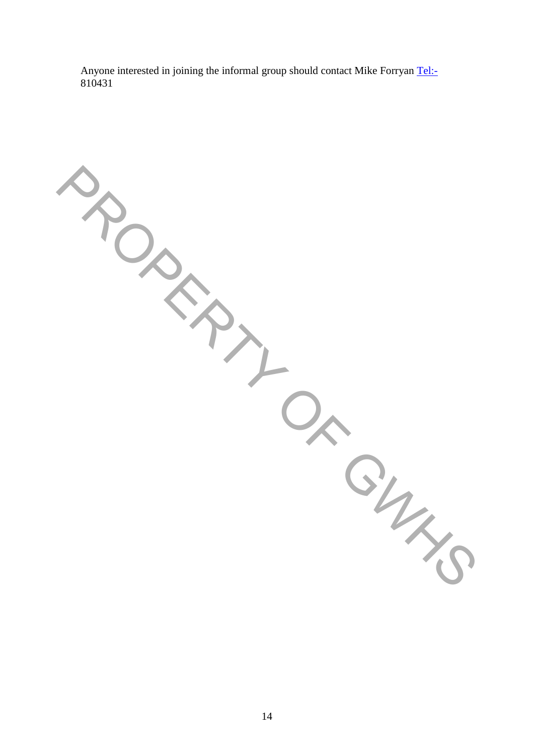Anyone interested in joining the informal group should contact Mike Forryan Tel:- 810431